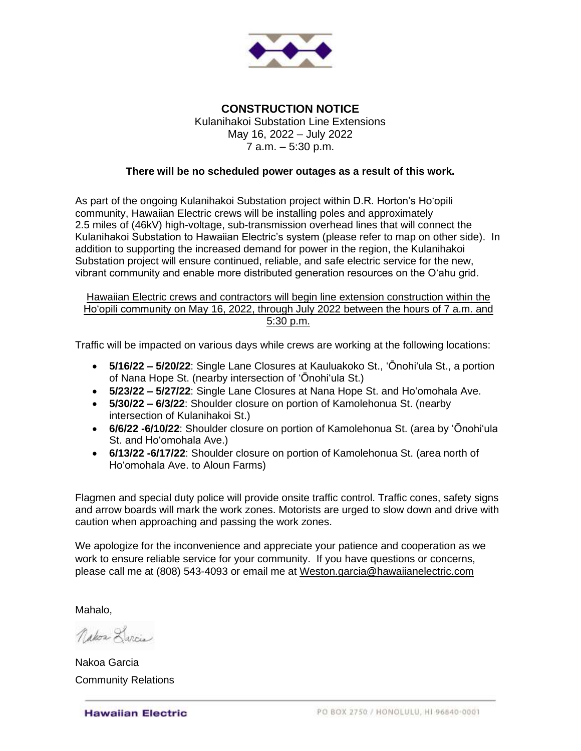**CONSTRUCTION NOTICE**

Kulanihakoi Substation Line Extensions
May 16, 2022 – July 2022
7 a.m. – 5:30 p.m.

**There will be no scheduled power outages as a result of this work.**

As part of the ongoing Kulanihakoi Substation project within D.R. Horton's Hoʻopili community, Hawaiian Electric crews will be installing poles and approximately 2.5 miles of (46kV) high-voltage, sub-transmission overhead lines that will connect the Kulanihakoi Substation to Hawaiian Electric's system (please refer to map on other side). In addition to supporting the increased demand for power in the region, the Kulanihakoi Substation project will ensure continued, reliable, and safe electric service for the new, vibrant community and enable more distributed generation resources on the Oʻahu grid.

Hawaiian Electric crews and contractors will begin line extension construction within the Hoʻopili community on May 16, 2022, through July 2022 between the hours of 7 a.m. and 5:30 p.m.

Traffic will be impacted on various days while crews are working at the following locations:

- **5/16/22 – 5/20/22**: Single Lane Closures at Kauluakoko St., ʻŌnohiʻula St., a portion of Nana Hope St. (nearby intersection of ʻŌnohiʻula St.)
- **5/23/22 – 5/27/22**: Single Lane Closures at Nana Hope St. and Hoʻomohala Ave.
- **5/30/22 – 6/3/22**: Shoulder closure on portion of Kamolehonua St. (nearby intersection of Kulanihakoi St.)
- **6/6/22 -6/10/22**: Shoulder closure on portion of Kamolehonua St. (area by ʻŌnohiʻula St. and Hoʻomohala Ave.)
- **6/13/22 -6/17/22**: Shoulder closure on portion of Kamolehonua St. (area north of Hoʻomohala Ave. to Aloun Farms)

Flagmen and special duty police will provide onsite traffic control. Traffic cones, safety signs and arrow boards will mark the work zones. Motorists are urged to slow down and drive with caution when approaching and passing the work zones.

We apologize for the inconvenience and appreciate your patience and cooperation as we work to ensure reliable service for your community. If you have questions or concerns, please call me at (808) 543-4093 or email me at Weston.garcia@hawaiianelectric.com

Mahalo,

Nakoa Garcia

Nakoa Garcia
Community Relations

Hawaiian Electric

PO BOX 2750 / HONOLULU, HI 96840-0001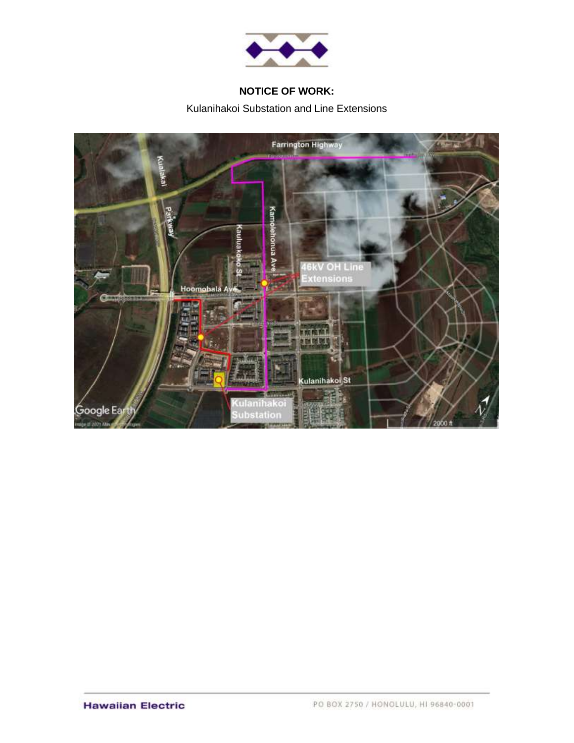**NOTICE OF WORK:**

Kulanihakoi Substation and Line Extensions

Farrington Highway

Kualakai Parkway

Kauluakoko St

Kamolehonua Ave

46kV OH Line Extensions

Hoomohala Ave

Kulanihakoi St

Kulanihakoi Substation

Google Earth

2000 ft

N